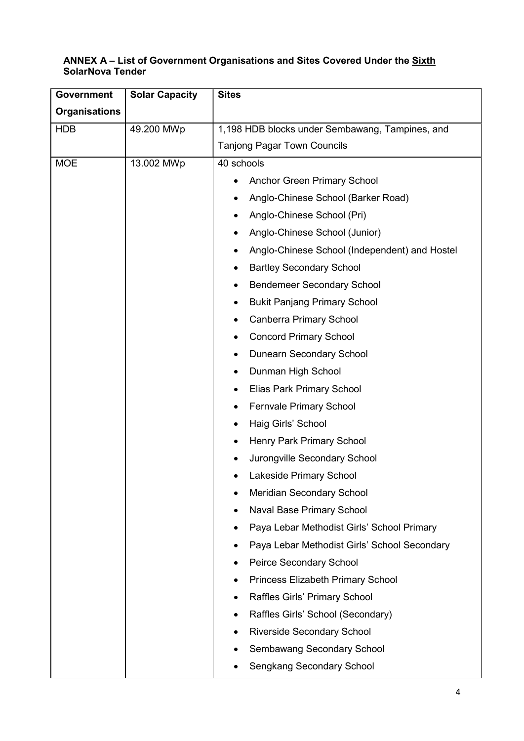**ANNEX A – List of Government Organisations and Sites Covered Under the Sixth SolarNova Tender**

| Government Organisations | Solar Capacity | Sites |
|---|---|---|
| HDB | 49.200 MWp | 1,198 HDB blocks under Sembawang, Tampines, and Tanjong Pagar Town Councils |
| MOE | 13.002 MWp | 40 schools<br>• Anchor Green Primary School<br>• Anglo-Chinese School (Barker Road)<br>• Anglo-Chinese School (Pri)<br>• Anglo-Chinese School (Junior)<br>• Anglo-Chinese School (Independent) and Hostel<br>• Bartley Secondary School<br>• Bendemeer Secondary School<br>• Bukit Panjang Primary School<br>• Canberra Primary School<br>• Concord Primary School<br>• Dunearn Secondary School<br>• Dunman High School<br>• Elias Park Primary School<br>• Fernvale Primary School<br>• Haig Girls' School<br>• Henry Park Primary School<br>• Jurongville Secondary School<br>• Lakeside Primary School<br>• Meridian Secondary School<br>• Naval Base Primary School<br>• Paya Lebar Methodist Girls' School Primary<br>• Paya Lebar Methodist Girls' School Secondary<br>• Peirce Secondary School<br>• Princess Elizabeth Primary School<br>• Raffles Girls' Primary School<br>• Raffles Girls' School (Secondary)<br>• Riverside Secondary School<br>• Sembawang Secondary School<br>• Sengkang Secondary School |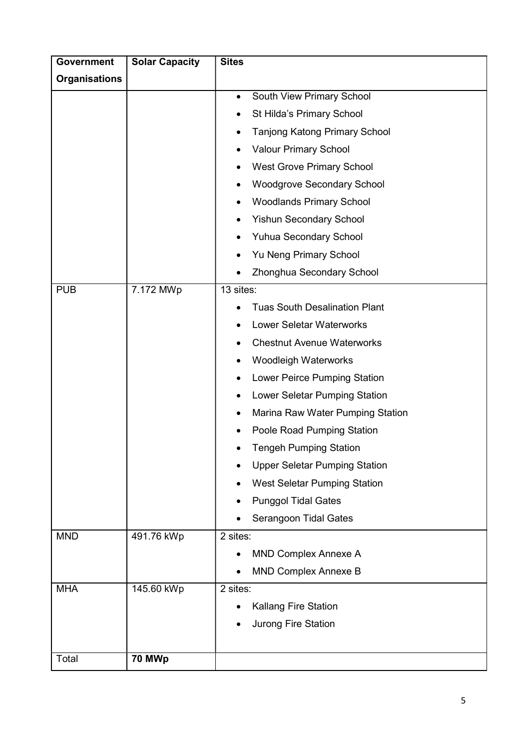| Government Organisations | Solar Capacity | Sites |
|---|---|---|
| | | • South View Primary School<br>• St Hilda's Primary School<br>• Tanjong Katong Primary School<br>• Valour Primary School<br>• West Grove Primary School<br>• Woodgrove Secondary School<br>• Woodlands Primary School<br>• Yishun Secondary School<br>• Yuhua Secondary School<br>• Yu Neng Primary School<br>• Zhonghua Secondary School |
| PUB | 7.172 MWp | 13 sites:<br>• Tuas South Desalination Plant<br>• Lower Seletar Waterworks<br>• Chestnut Avenue Waterworks<br>• Woodleigh Waterworks<br>• Lower Peirce Pumping Station<br>• Lower Seletar Pumping Station<br>• Marina Raw Water Pumping Station<br>• Poole Road Pumping Station<br>• Tengeh Pumping Station<br>• Upper Seletar Pumping Station<br>• West Seletar Pumping Station<br>• Punggol Tidal Gates<br>• Serangoon Tidal Gates |
| MND | 491.76 kWp | 2 sites:<br>• MND Complex Annexe A<br>• MND Complex Annexe B |
| MHA | 145.60 kWp | 2 sites:<br>• Kallang Fire Station<br>• Jurong Fire Station |
| Total | **70 MWp** | |